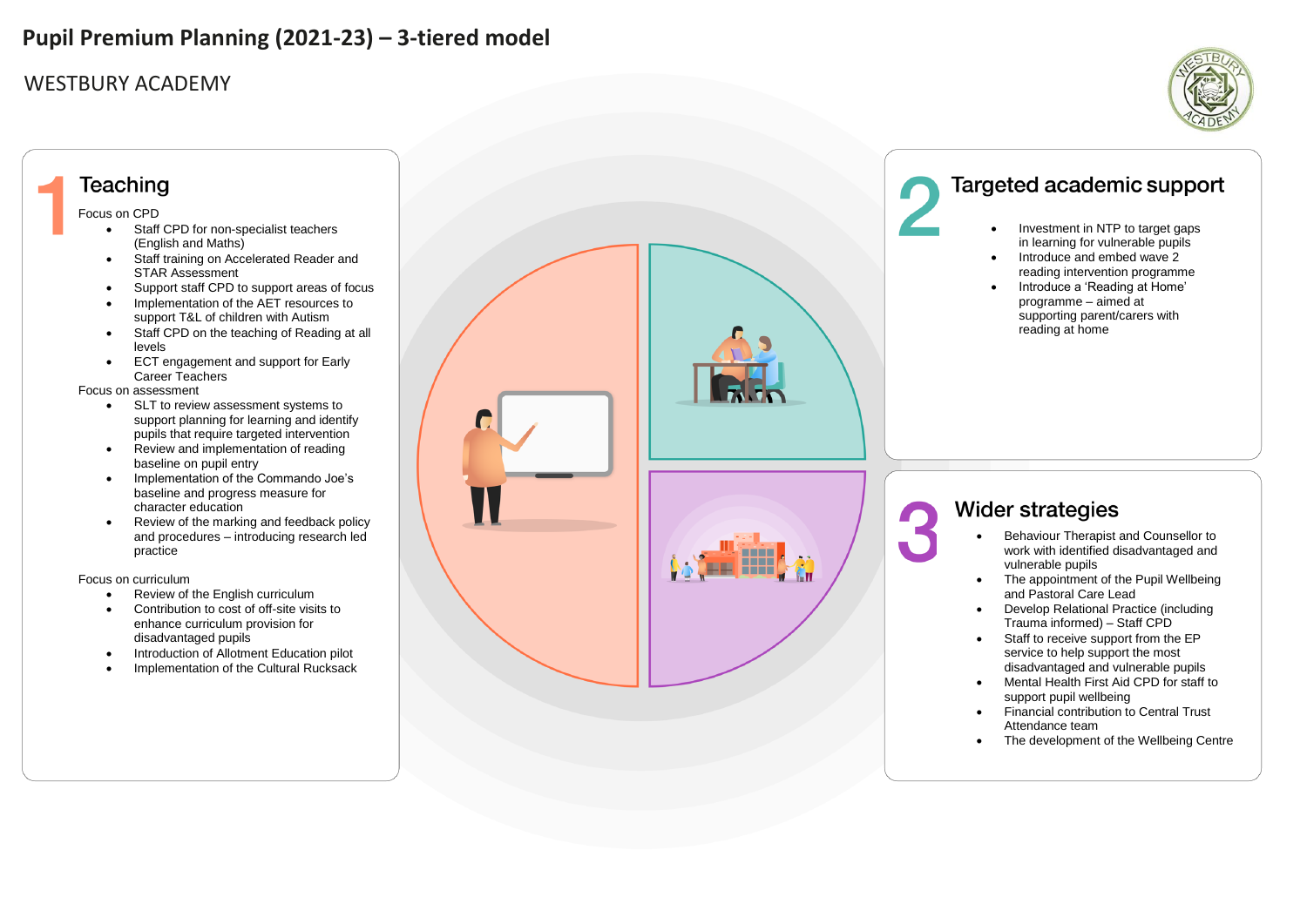# Pupil Premium Planning (2021-23) – 3-tiered model

## WESTBURY ACADEMY

## 1 Teaching

Focus on CPD

- Staff CPD for non-specialist teachers (English and Maths)
- Staff training on Accelerated Reader and STAR Assessment
- Support staff CPD to support areas of focus
- Implementation of the AET resources to support T&L of children with Autism
- Staff CPD on the teaching of Reading at all levels
- ECT engagement and support for Early Career Teachers

Focus on assessment

- SLT to review assessment systems to support planning for learning and identify pupils that require targeted intervention
- Review and implementation of reading baseline on pupil entry
- Implementation of the Commando Joe's baseline and progress measure for character education
- Review of the marking and feedback policy and procedures – introducing research led practice

Focus on curriculum

- Review of the English curriculum
- Contribution to cost of off-site visits to enhance curriculum provision for disadvantaged pupils
- Introduction of Allotment Education pilot
- Implementation of the Cultural Rucksack

## 2 Targeted academic support

- Investment in NTP to target gaps in learning for vulnerable pupils
- Introduce and embed wave 2 reading intervention programme
- Introduce a 'Reading at Home' programme – aimed at supporting parent/carers with reading at home

## 3 Wider strategies

- Behaviour Therapist and Counsellor to work with identified disadvantaged and vulnerable pupils
- The appointment of the Pupil Wellbeing and Pastoral Care Lead
- Develop Relational Practice (including Trauma informed) – Staff CPD
- Staff to receive support from the EP service to help support the most disadvantaged and vulnerable pupils
- Mental Health First Aid CPD for staff to support pupil wellbeing
- Financial contribution to Central Trust Attendance team
- The development of the Wellbeing Centre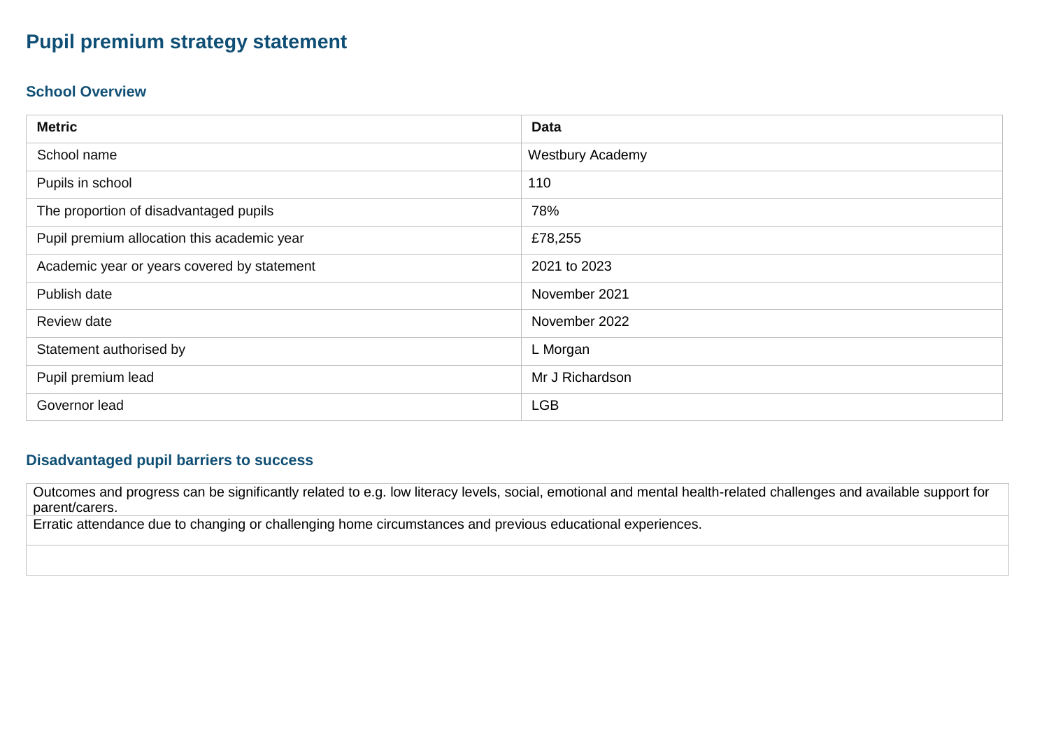# Pupil premium strategy statement

## School Overview

| Metric | Data |
|---|---|
| School name | Westbury Academy |
| Pupils in school | 110 |
| The proportion of disadvantaged pupils | 78% |
| Pupil premium allocation this academic year | £78,255 |
| Academic year or years covered by statement | 2021 to 2023 |
| Publish date | November 2021 |
| Review date | November 2022 |
| Statement authorised by | L Morgan |
| Pupil premium lead | Mr J Richardson |
| Governor lead | LGB |

## Disadvantaged pupil barriers to success

| |
|---|
| Outcomes and progress can be significantly related to e.g. low literacy levels, social, emotional and mental health-related challenges and available support for parent/carers. |
| Erratic attendance due to changing or challenging home circumstances and previous educational experiences. |
| |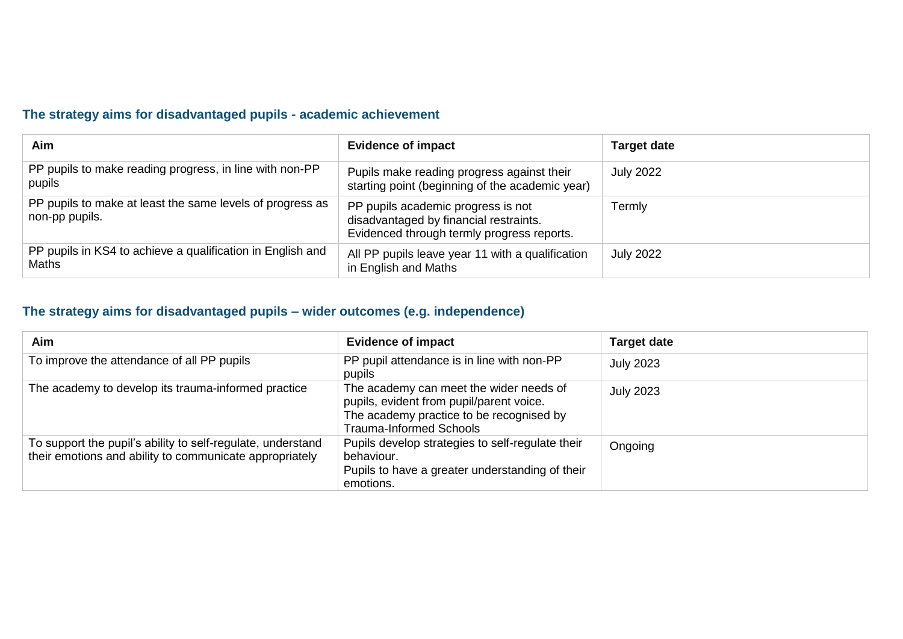## The strategy aims for disadvantaged pupils - academic achievement

| Aim | Evidence of impact | Target date |
| --- | --- | --- |
| PP pupils to make reading progress, in line with non-PP pupils | Pupils make reading progress against their starting point (beginning of the academic year) | July 2022 |
| PP pupils to make at least the same levels of progress as non-pp pupils. | PP pupils academic progress is not disadvantaged by financial restraints. Evidenced through termly progress reports. | Termly |
| PP pupils in KS4 to achieve a qualification in English and Maths | All PP pupils leave year 11 with a qualification in English and Maths | July 2022 |

## The strategy aims for disadvantaged pupils – wider outcomes (e.g. independence)

| Aim | Evidence of impact | Target date |
| --- | --- | --- |
| To improve the attendance of all PP pupils | PP pupil attendance is in line with non-PP pupils | July 2023 |
| The academy to develop its trauma-informed practice | The academy can meet the wider needs of pupils, evident from pupil/parent voice.<br>The academy practice to be recognised by Trauma-Informed Schools | July 2023 |
| To support the pupil's ability to self-regulate, understand their emotions and ability to communicate appropriately | Pupils develop strategies to self-regulate their behaviour.<br>Pupils to have a greater understanding of their emotions. | Ongoing |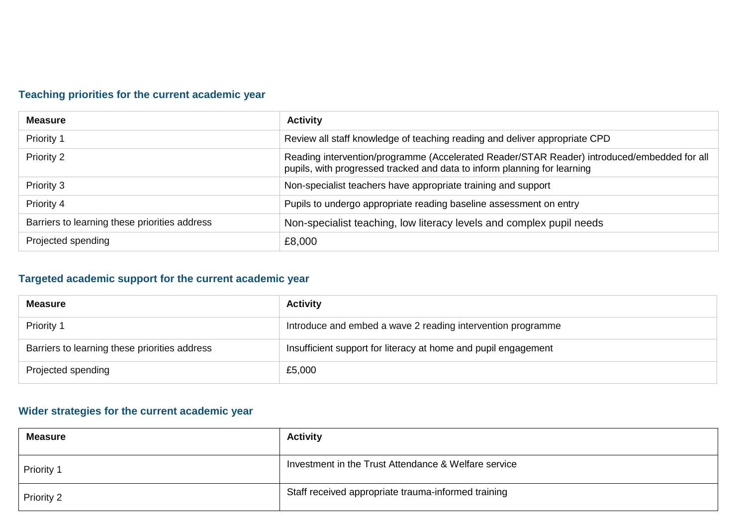### Teaching priorities for the current academic year

| Measure | Activity |
| --- | --- |
| Priority 1 | Review all staff knowledge of teaching reading and deliver appropriate CPD |
| Priority 2 | Reading intervention/programme (Accelerated Reader/STAR Reader) introduced/embedded for all pupils, with progressed tracked and data to inform planning for learning |
| Priority 3 | Non-specialist teachers have appropriate training and support |
| Priority 4 | Pupils to undergo appropriate reading baseline assessment on entry |
| Barriers to learning these priorities address | Non-specialist teaching, low literacy levels and complex pupil needs |
| Projected spending | £8,000 |

### Targeted academic support for the current academic year

| Measure | Activity |
| --- | --- |
| Priority 1 | Introduce and embed a wave 2 reading intervention programme |
| Barriers to learning these priorities address | Insufficient support for literacy at home and pupil engagement |
| Projected spending | £5,000 |

### Wider strategies for the current academic year

| Measure | Activity |
| --- | --- |
| Priority 1 | Investment in the Trust Attendance & Welfare service |
| Priority 2 | Staff received appropriate trauma-informed training |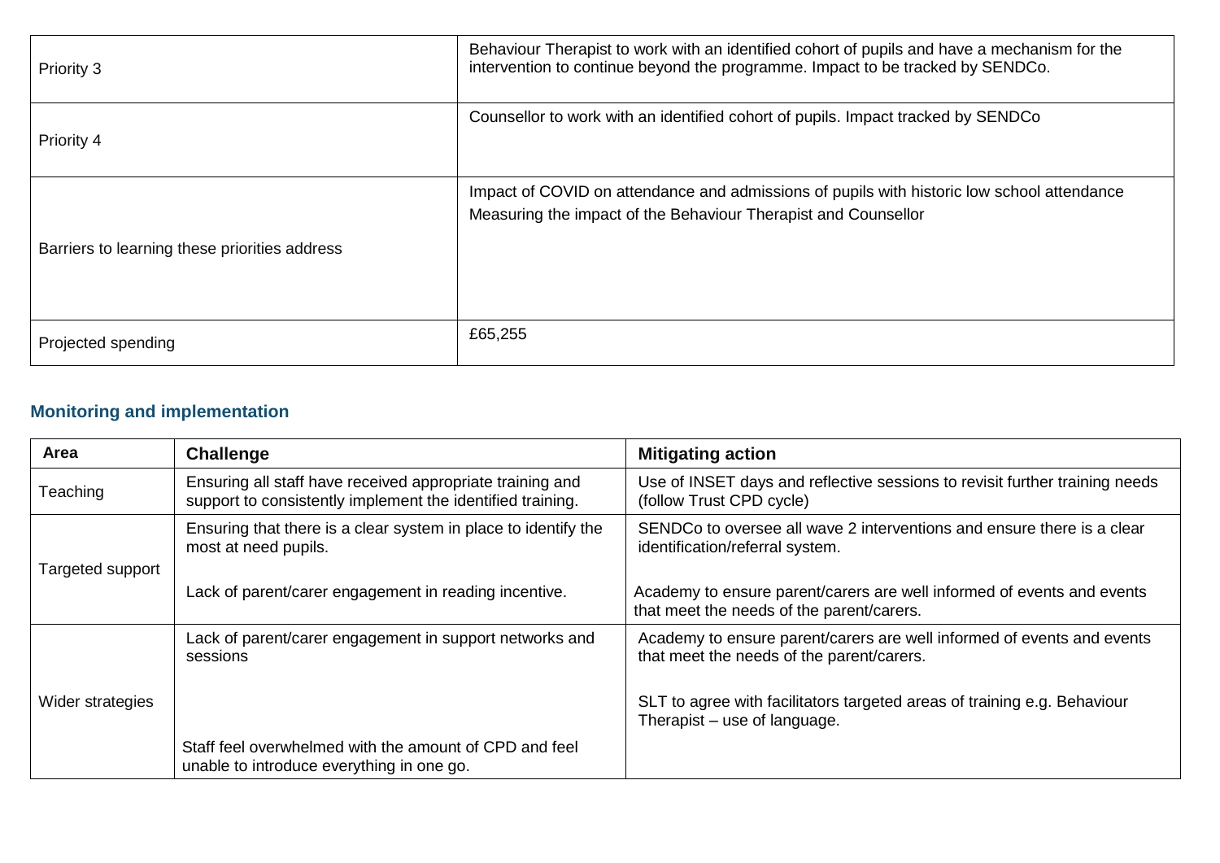| | |
|---|---|
| Priority 3 | Behaviour Therapist to work with an identified cohort of pupils and have a mechanism for the intervention to continue beyond the programme. Impact to be tracked by SENDCo. |
| Priority 4 | Counsellor to work with an identified cohort of pupils. Impact tracked by SENDCo |
| Barriers to learning these priorities address | Impact of COVID on attendance and admissions of pupils with historic low school attendance<br>Measuring the impact of the Behaviour Therapist and Counsellor |
| Projected spending | £65,255 |

### Monitoring and implementation

| Area | Challenge | Mitigating action |
|---|---|---|
| Teaching | Ensuring all staff have received appropriate training and support to consistently implement the identified training. | Use of INSET days and reflective sessions to revisit further training needs (follow Trust CPD cycle) |
| Targeted support | Ensuring that there is a clear system in place to identify the most at need pupils.<br><br>Lack of parent/carer engagement in reading incentive. | SENDCo to oversee all wave 2 interventions and ensure there is a clear identification/referral system.<br><br>Academy to ensure parent/carers are well informed of events and events that meet the needs of the parent/carers. |
| Wider strategies | Lack of parent/carer engagement in support networks and sessions<br><br>Staff feel overwhelmed with the amount of CPD and feel unable to introduce everything in one go. | Academy to ensure parent/carers are well informed of events and events that meet the needs of the parent/carers.<br><br>SLT to agree with facilitators targeted areas of training e.g. Behaviour Therapist – use of language. |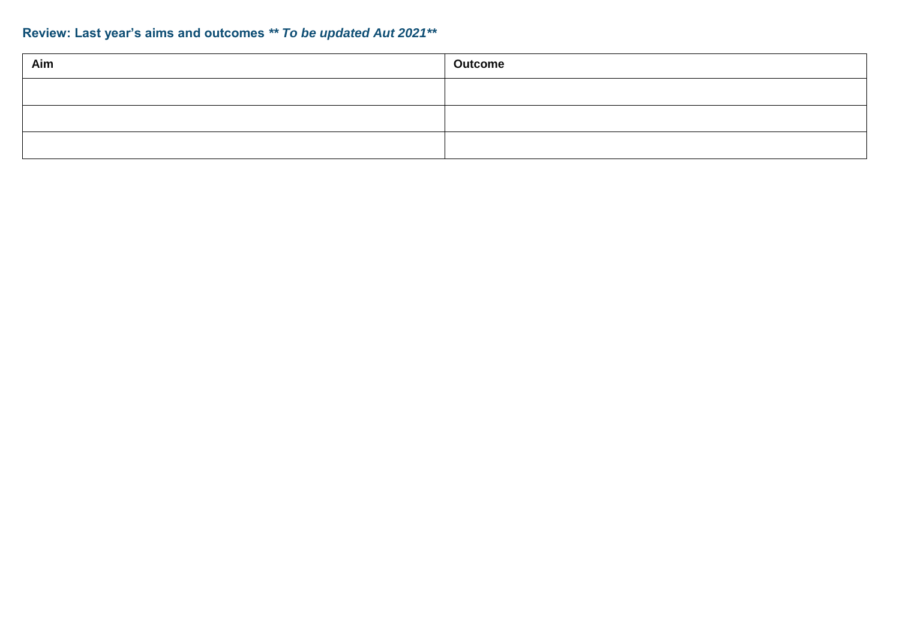## Review: Last year’s aims and outcomes ** *To be updated Aut 2021***

| Aim | Outcome |
| --- | --- |
| | |
| | |
| | |